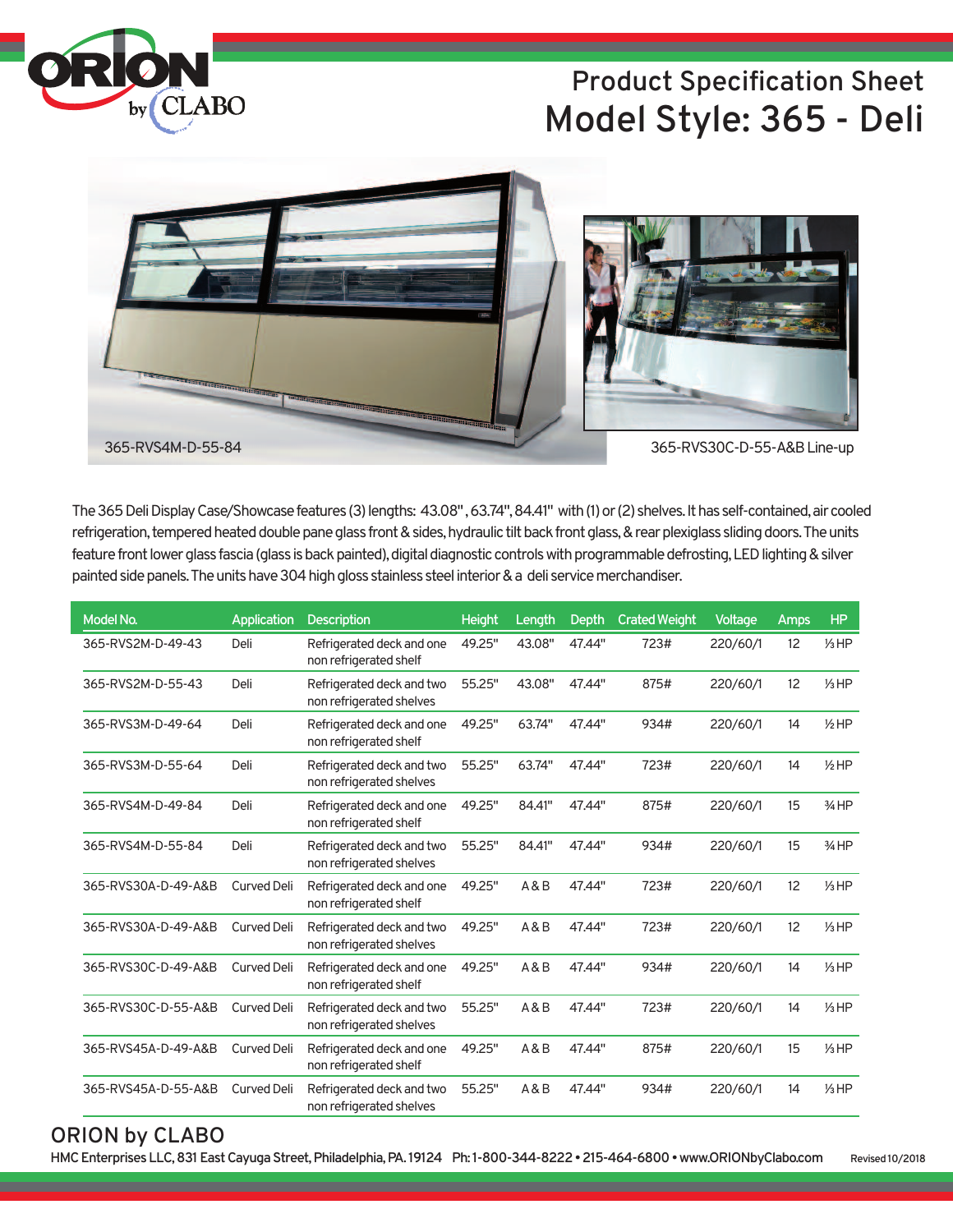# Product Specification Sheet

## Model Style: 365 - Deli

365-RVS4M-D-55-84

365-RVS30C-D-55-A&B Line-up

The 365 Deli Display Case/Showcase features (3) lengths: 43.08", 63.74", 84.41" with (1) or (2) shelves. It has self-contained, air cooled refrigeration, tempered heated double pane glass front & sides, hydraulic tilt back front glass, & rear plexiglass sliding doors. The units feature front lower glass fascia (glass is back painted), digital diagnostic controls with programmable defrosting, LED lighting & silver painted side panels. The units have 304 high gloss stainless steel interior & a deli service merchandiser.

| Model No. | Application | Description | Height | Length | Depth | Crated Weight | Voltage | Amps | HP |
|---|---|---|---|---|---|---|---|---|---|
| 365-RVS2M-D-49-43 | Deli | Refrigerated deck and one non refrigerated shelf | 49.25" | 43.08" | 47.44" | 723# | 220/60/1 | 12 | ⅓ HP |
| 365-RVS2M-D-55-43 | Deli | Refrigerated deck and two non refrigerated shelves | 55.25" | 43.08" | 47.44" | 875# | 220/60/1 | 12 | ⅓ HP |
| 365-RVS3M-D-49-64 | Deli | Refrigerated deck and one non refrigerated shelf | 49.25" | 63.74" | 47.44" | 934# | 220/60/1 | 14 | ½ HP |
| 365-RVS3M-D-55-64 | Deli | Refrigerated deck and two non refrigerated shelves | 55.25" | 63.74" | 47.44" | 723# | 220/60/1 | 14 | ½ HP |
| 365-RVS4M-D-49-84 | Deli | Refrigerated deck and one non refrigerated shelf | 49.25" | 84.41" | 47.44" | 875# | 220/60/1 | 15 | ¾ HP |
| 365-RVS4M-D-55-84 | Deli | Refrigerated deck and two non refrigerated shelves | 55.25" | 84.41" | 47.44" | 934# | 220/60/1 | 15 | ¾ HP |
| 365-RVS30A-D-49-A&B | Curved Deli | Refrigerated deck and one non refrigerated shelf | 49.25" | A & B | 47.44" | 723# | 220/60/1 | 12 | ⅓ HP |
| 365-RVS30A-D-49-A&B | Curved Deli | Refrigerated deck and two non refrigerated shelves | 49.25" | A & B | 47.44" | 723# | 220/60/1 | 12 | ⅓ HP |
| 365-RVS30C-D-49-A&B | Curved Deli | Refrigerated deck and one non refrigerated shelf | 49.25" | A & B | 47.44" | 934# | 220/60/1 | 14 | ⅓ HP |
| 365-RVS30C-D-55-A&B | Curved Deli | Refrigerated deck and two non refrigerated shelves | 55.25" | A & B | 47.44" | 723# | 220/60/1 | 14 | ⅓ HP |
| 365-RVS45A-D-49-A&B | Curved Deli | Refrigerated deck and one non refrigerated shelf | 49.25" | A & B | 47.44" | 875# | 220/60/1 | 15 | ⅓ HP |
| 365-RVS45A-D-55-A&B | Curved Deli | Refrigerated deck and two non refrigerated shelves | 55.25" | A & B | 47.44" | 934# | 220/60/1 | 14 | ⅓ HP |

## ORION by CLABO

HMC Enterprises LLC, 831 East Cayuga Street, Philadelphia, PA. 19124 Ph: 1-800-344-8222 • 215-464-6800 • www.ORIONbyClabo.com

Revised 10/2018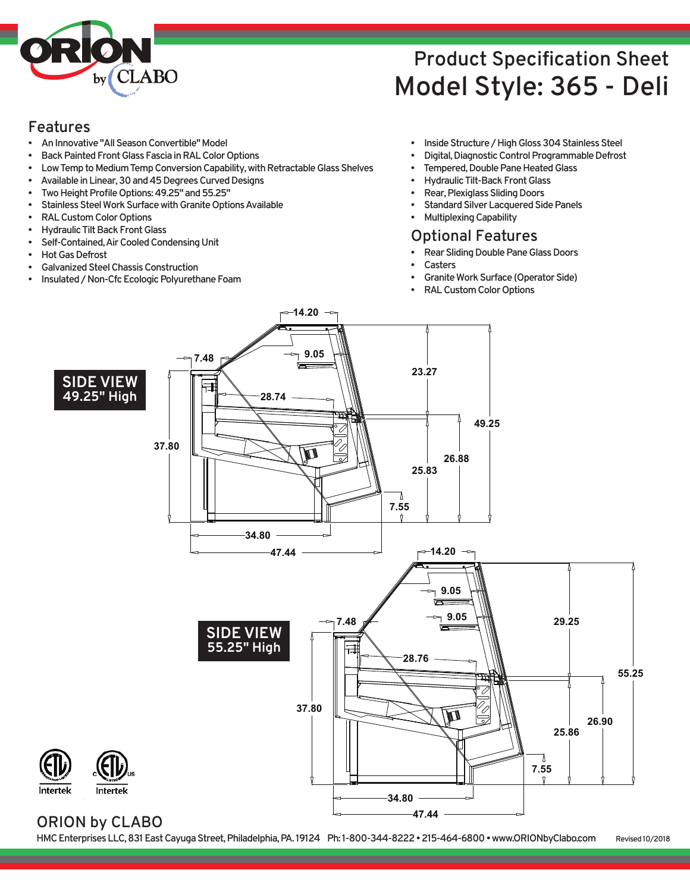# Product Specification Sheet

# Model Style: 365 - Deli

## Features

- An Innovative "All Season Convertible" Model
- Back Painted Front Glass Fascia in RAL Color Options
- Low Temp to Medium Temp Conversion Capability, with Retractable Glass Shelves
- Available in Linear, 30 and 45 Degrees Curved Designs
- Two Height Profile Options: 49.25" and 55.25"
- Stainless Steel Work Surface with Granite Options Available
- RAL Custom Color Options
- Hydraulic Tilt Back Front Glass
- Self-Contained, Air Cooled Condensing Unit
- Hot Gas Defrost
- Galvanized Steel Chassis Construction
- Insulated / Non-Cfc Ecologic Polyurethane Foam
- Inside Structure / High Gloss 304 Stainless Steel
- Digital, Diagnostic Control Programmable Defrost
- Tempered, Double Pane Heated Glass
- Hydraulic Tilt-Back Front Glass
- Rear, Plexiglass Sliding Doors
- Standard Silver Lacquered Side Panels
- Multiplexing Capability

## Optional Features

- Rear Sliding Double Pane Glass Doors
- Casters
- Granite Work Surface (Operator Side)
- RAL Custom Color Options

**SIDE VIEW 49.25" High**

14.20 | 7.48 | 9.05 | 28.74 | 23.27 | 49.25 | 37.80 | 26.88 | 25.83 | 7.55 | 34.80 | 47.44

**SIDE VIEW 55.25" High**

14.20 | 9.05 | 9.05 | 7.48 | 28.76 | 29.25 | 55.25 | 37.80 | 26.90 | 25.86 | 7.55 | 34.80 | 47.44

Intertek Intertek

ORION by CLABO

HMC Enterprises LLC, 831 East Cayuga Street, Philadelphia, PA. 19124 Ph: 1-800-344-8222 • 215-464-6800 • www.ORIONbyClabo.com Revised 10/2018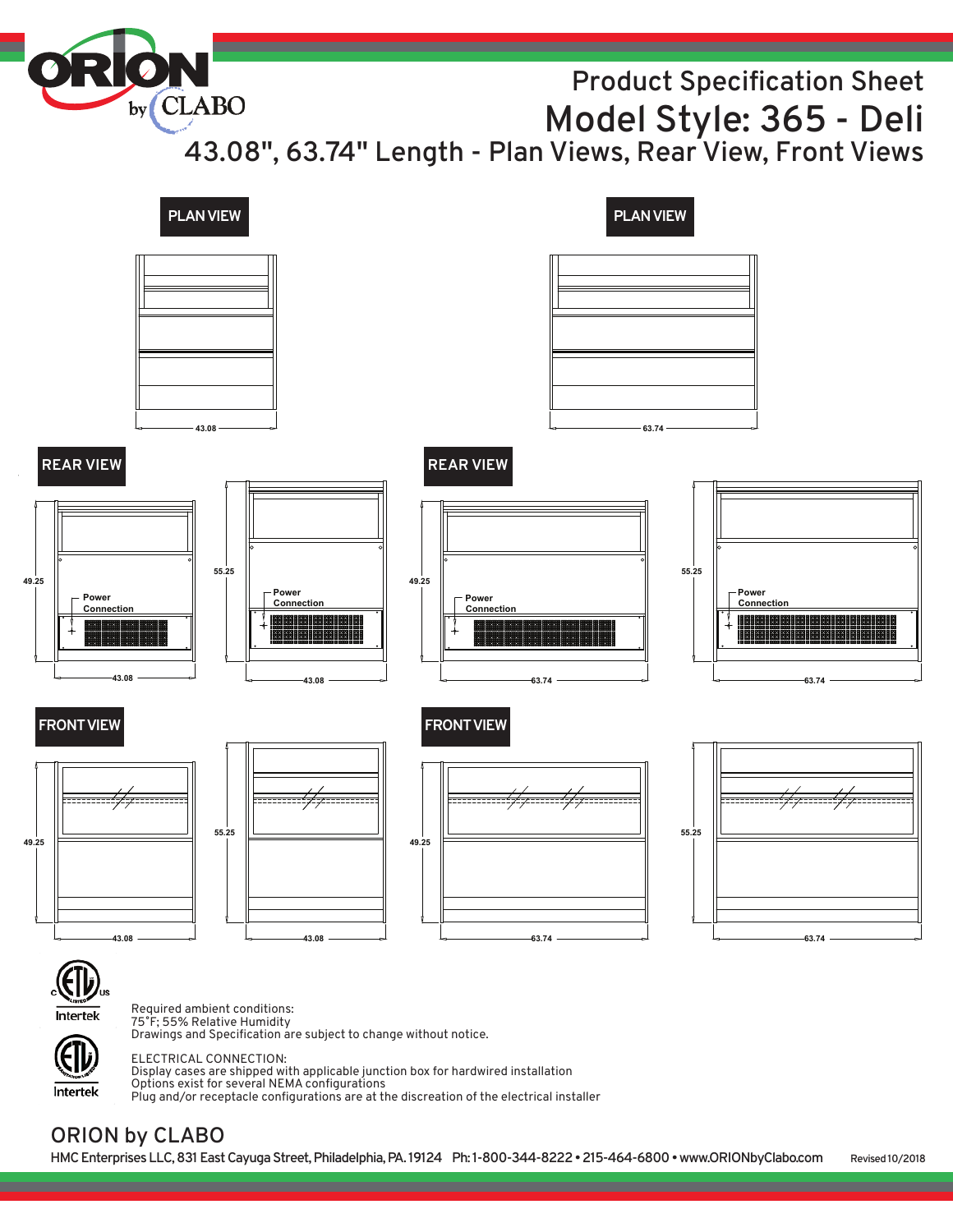# Product Specification Sheet

# Model Style: 365 - Deli

## 43.08", 63.74" Length - Plan Views, Rear View, Front Views

**PLAN VIEW**

43.08

**PLAN VIEW**

63.74

**REAR VIEW**

49.25

Power Connection

43.08

55.25

Power Connection

43.08

**REAR VIEW**

49.25

Power Connection

63.74

55.25

Power Connection

63.74

**FRONT VIEW**

49.25

43.08

55.25

43.08

**FRONT VIEW**

49.25

63.74

55.25

63.74

Intertek

Intertek

Required ambient conditions:
75°F; 55% Relative Humidity
Drawings and Specification are subject to change without notice.

ELECTRICAL CONNECTION:
Display cases are shipped with applicable junction box for hardwired installation
Options exist for several NEMA configurations
Plug and/or receptacle configurations are at the discreation of the electrical installer

ORION by CLABO

HMC Enterprises LLC, 831 East Cayuga Street, Philadelphia, PA. 19124 Ph: 1-800-344-8222 • 215-464-6800 • www.ORIONbyClabo.com Revised 10/2018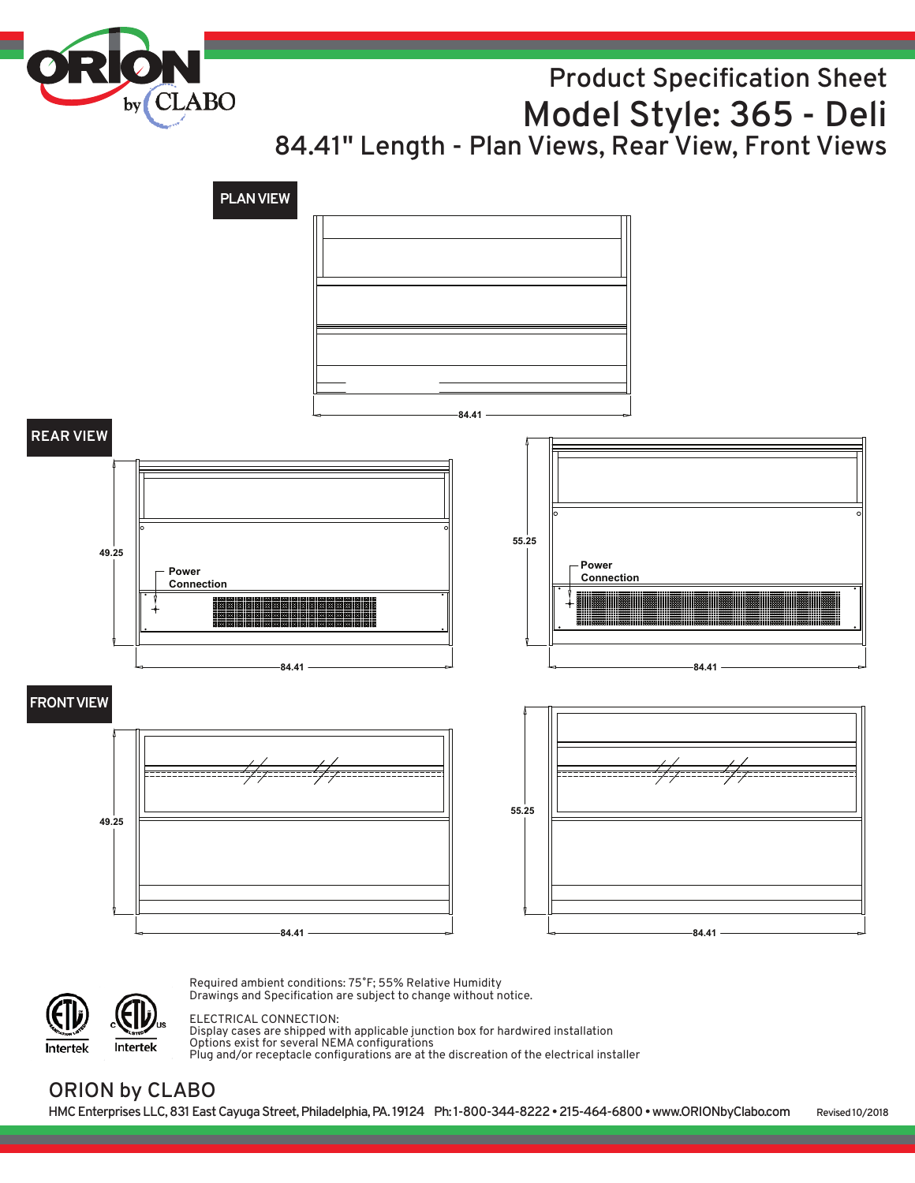# Product Specification Sheet

# Model Style: 365 - Deli

## 84.41" Length - Plan Views, Rear View, Front Views

**PLAN VIEW**

84.41

**REAR VIEW**

49.25

Power Connection

84.41

55.25

Power Connection

84.41

**FRONT VIEW**

49.25

84.41

55.25

84.41

Required ambient conditions: 75°F; 55% Relative Humidity
Drawings and Specification are subject to change without notice.

ELECTRICAL CONNECTION:
Display cases are shipped with applicable junction box for hardwired installation
Options exist for several NEMA configurations
Plug and/or receptacle configurations are at the discreation of the electrical installer

Intertek Intertek

## ORION by CLABO

HMC Enterprises LLC, 831 East Cayuga Street, Philadelphia, PA. 19124 Ph: 1-800-344-8222 • 215-464-6800 • www.ORIONbyClabo.com

Revised 10/2018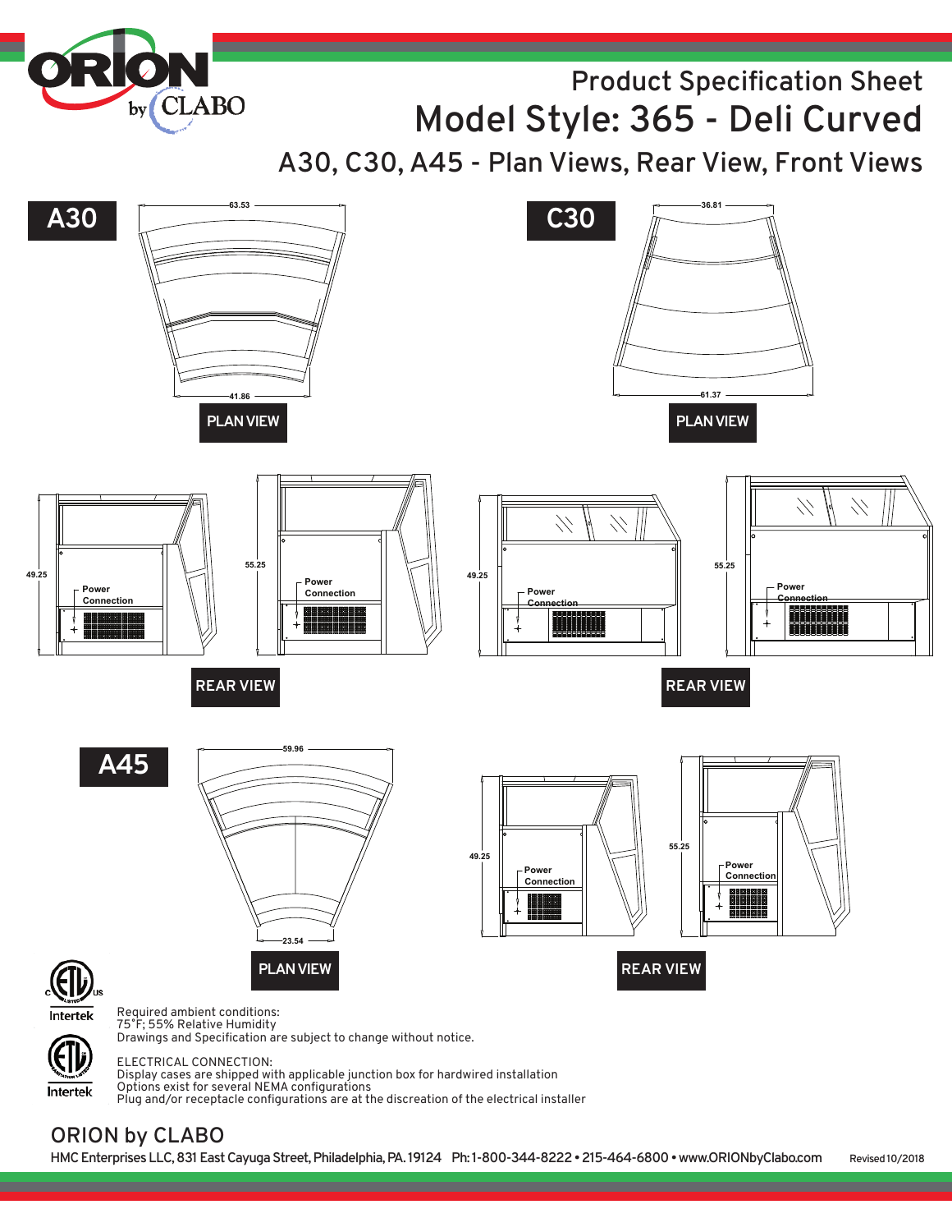# Product Specification Sheet

# Model Style: 365 - Deli Curved

## A30, C30, A45 - Plan Views, Rear View, Front Views

**A30**

63.53

41.86

PLAN VIEW

49.25

Power Connection

55.25

Power Connection

REAR VIEW

**C30**

36.81

61.37

PLAN VIEW

49.25

Power Connection

55.25

Power Connection

REAR VIEW

**A45**

59.96

23.54

PLAN VIEW

49.25

Power Connection

55.25

Power Connection

REAR VIEW

Intertek

Intertek

Required ambient conditions:
75˚F; 55% Relative Humidity
Drawings and Specification are subject to change without notice.

ELECTRICAL CONNECTION:
Display cases are shipped with applicable junction box for hardwired installation
Options exist for several NEMA configurations
Plug and/or receptacle configurations are at the discreation of the electrical installer

## ORION by CLABO

HMC Enterprises LLC, 831 East Cayuga Street, Philadelphia, PA. 19124 Ph: 1-800-344-8222 • 215-464-6800 • www.ORIONbyClabo.com Revised 10/2018